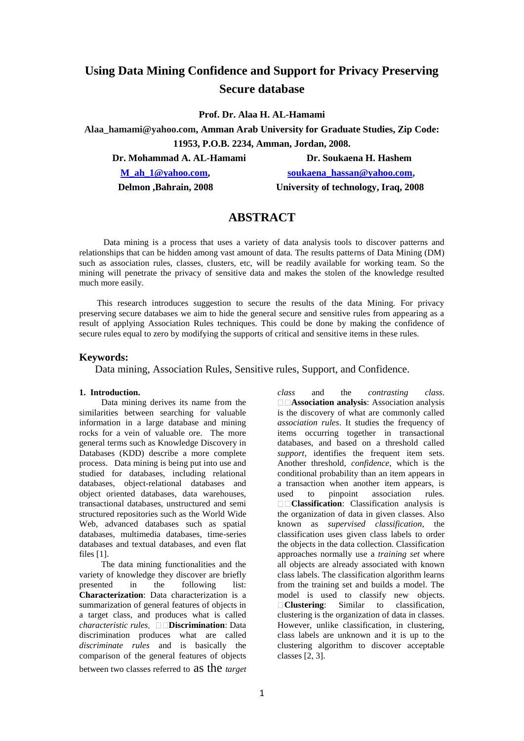# Using Data Mining Confidence and Support for Privacy Preserving Secure database

**Prof. Dr. Alaa H. AL-Hamami**

**Alaa_hamami@yahoo.com, Amman Arab University for Graduate Studies, Zip Code: 11953, P.O.B. 2234, Amman, Jordan, 2008.**

**Dr. Mohammad A. AL-Hamami**
**M_ah_1@yahoo.com,**
**Delmon ,Bahrain, 2008**

**Dr. Soukaena H. Hashem**
**soukaena_hassan@yahoo.com,**
**University of technology, Iraq, 2008**

## ABSTRACT

Data mining is a process that uses a variety of data analysis tools to discover patterns and relationships that can be hidden among vast amount of data. The results patterns of Data Mining (DM) such as association rules, classes, clusters, etc, will be readily available for working team. So the mining will penetrate the privacy of sensitive data and makes the stolen of the knowledge resulted much more easily.

This research introduces suggestion to secure the results of the data Mining. For privacy preserving secure databases we aim to hide the general secure and sensitive rules from appearing as a result of applying Association Rules techniques. This could be done by making the confidence of secure rules equal to zero by modifying the supports of critical and sensitive items in these rules.

## Keywords:

Data mining, Association Rules, Sensitive rules, Support, and Confidence.

### 1. Introduction.

Data mining derives its name from the similarities between searching for valuable information in a large database and mining rocks for a vein of valuable ore. The more general terms such as Knowledge Discovery in Databases (KDD) describe a more complete process. Data mining is being put into use and studied for databases, including relational databases, object-relational databases and object oriented databases, data warehouses, transactional databases, unstructured and semi structured repositories such as the World Wide Web, advanced databases such as spatial databases, multimedia databases, time-series databases and textual databases, and even flat files [1].

The data mining functionalities and the variety of knowledge they discover are briefly presented in the following list: **Characterization**: Data characterization is a summarization of general features of objects in a target class, and produces what is called *characteristic rules*. **Discrimination**: Data discrimination produces what are called *discriminate rules* and is basically the comparison of the general features of objects between two classes referred to as the *target class* and the *contrasting class*. **Association analysis**: Association analysis is the discovery of what are commonly called *association rules*. It studies the frequency of items occurring together in transactional databases, and based on a threshold called *support*, identifies the frequent item sets. Another threshold, *confidence*, which is the conditional probability than an item appears in a transaction when another item appears, is used to pinpoint association rules. **Classification**: Classification analysis is the organization of data in given classes. Also known as *supervised classification*, the classification uses given class labels to order the objects in the data collection. Classification approaches normally use a *training set* where all objects are already associated with known class labels. The classification algorithm learns from the training set and builds a model. The model is used to classify new objects. **Clustering**: Similar to classification, clustering is the organization of data in classes. However, unlike classification, in clustering, class labels are unknown and it is up to the clustering algorithm to discover acceptable classes [2, 3].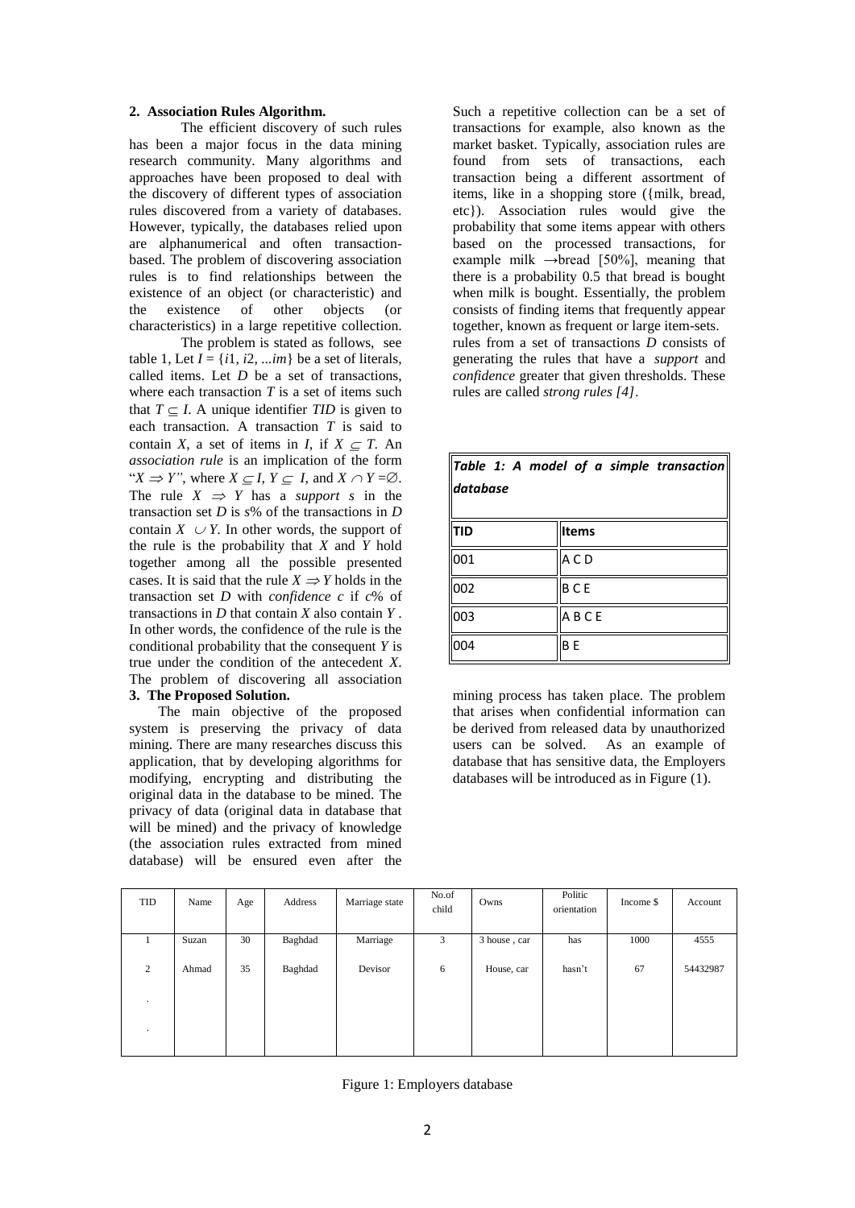## 2. Association Rules Algorithm.

The efficient discovery of such rules has been a major focus in the data mining research community. Many algorithms and approaches have been proposed to deal with the discovery of different types of association rules discovered from a variety of databases. However, typically, the databases relied upon are alphanumerical and often transaction-based. The problem of discovering association rules is to find relationships between the existence of an object (or characteristic) and the existence of other objects (or characteristics) in a large repetitive collection.

The problem is stated as follows, see table 1, Let $I = \{i1, i2, ...im\}$ be a set of literals, called items. Let $D$ be a set of transactions, where each transaction $T$ is a set of items such that $T \subseteq I$. A unique identifier *TID* is given to each transaction. A transaction $T$ is said to contain $X$, a set of items in $I$, if $X \subset T$. An *association rule* is an implication of the form "$X \Rightarrow Y$", where $X \subseteq I$, $Y \subseteq I$, and $X \cap Y = \emptyset$. The rule $X \Rightarrow Y$ has a *support s* in the transaction set $D$ is $s$% of the transactions in $D$ contain $X \cup Y$. In other words, the support of the rule is the probability that $X$ and $Y$ hold together among all the possible presented cases. It is said that the rule $X \Rightarrow Y$ holds in the transaction set $D$ with *confidence c* if $c$% of transactions in $D$ that contain $X$ also contain $Y$. In other words, the confidence of the rule is the conditional probability that the consequent $Y$ is true under the condition of the antecedent $X$. The problem of discovering all association rules from a set of transactions $D$ consists of generating the rules that have a *support* and *confidence* greater that given thresholds. These rules are called *strong rules [4]*.

Such a repetitive collection can be a set of transactions for example, also known as the market basket. Typically, association rules are found from sets of transactions, each transaction being a different assortment of items, like in a shopping store ({milk, bread, etc}). Association rules would give the probability that some items appear with others based on the processed transactions, for example milk →bread [50%], meaning that there is a probability 0.5 that bread is bought when milk is bought. Essentially, the problem consists of finding items that frequently appear together, known as frequent or large item-sets.

***Table 1: A model of a simple transaction database***

| TID | Items |
|---|---|
| 001 | A C D |
| 002 | B C E |
| 003 | A B C E |
| 004 | B E |

## 3. The Proposed Solution.

The main objective of the proposed system is preserving the privacy of data mining. There are many researches discuss this application, that by developing algorithms for modifying, encrypting and distributing the original data in the database to be mined. The privacy of data (original data in database that will be mined) and the privacy of knowledge (the association rules extracted from mined database) will be ensured even after the mining process has taken place. The problem that arises when confidential information can be derived from released data by unauthorized users can be solved. As an example of database that has sensitive data, the Employers databases will be introduced as in Figure (1).

| TID | Name | Age | Address | Marriage state | No.of child | Owns | Politic orientation | Income $ | Account |
|---|---|---|---|---|---|---|---|---|---|
| 1 | Suzan | 30 | Baghdad | Marriage | 3 | 3 house , car | has | 1000 | 4555 |
| 2 | Ahmad | 35 | Baghdad | Devisor | 6 | House, car | hasn't | 67 | 54432987 |
| . | | | | | | | | | |
| . | | | | | | | | | |

Figure 1: Employers database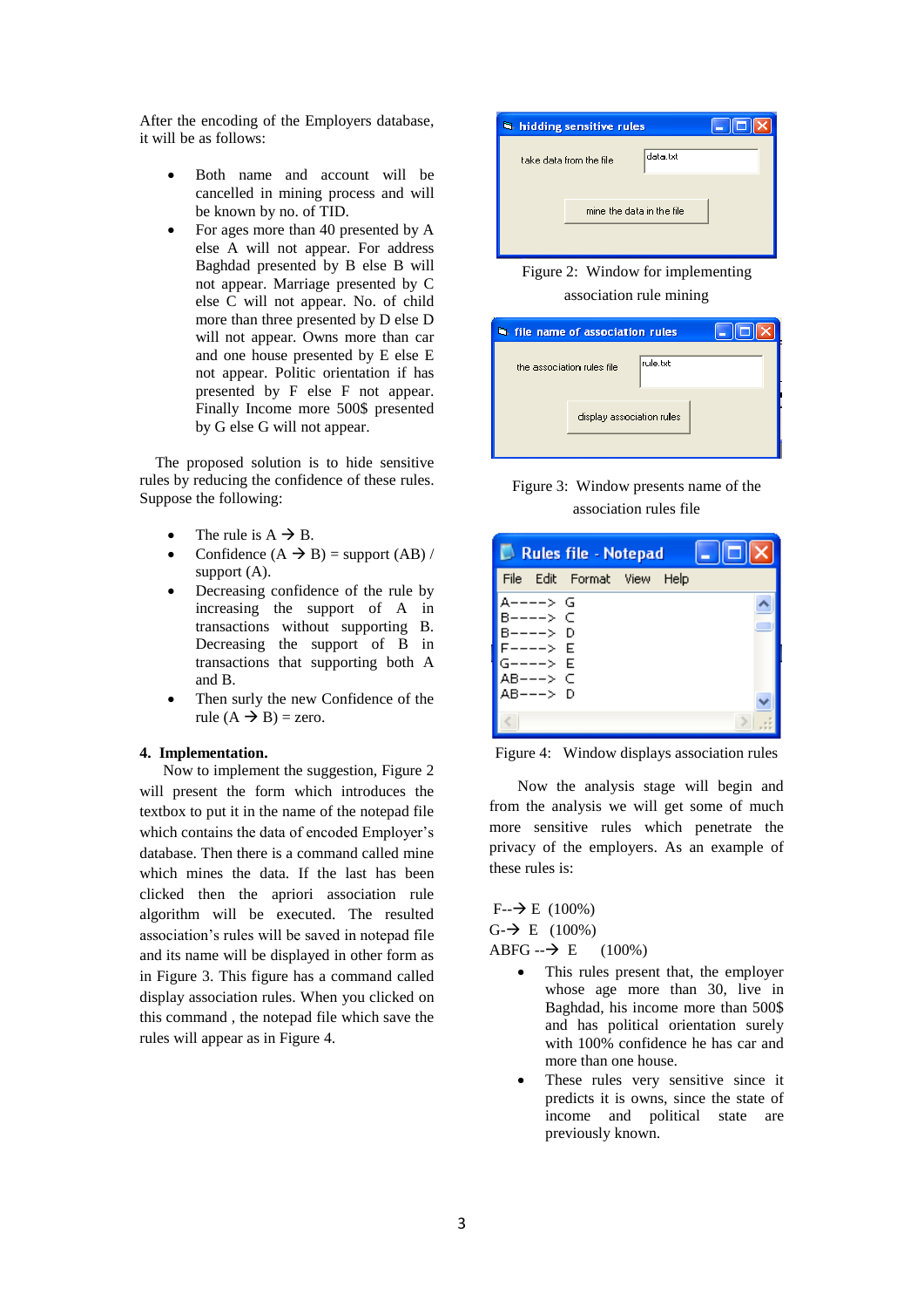After the encoding of the Employers database, it will be as follows:

- Both name and account will be cancelled in mining process and will be known by no. of TID.
- For ages more than 40 presented by A else A will not appear. For address Baghdad presented by B else B will not appear. Marriage presented by C else C will not appear. No. of child more than three presented by D else D will not appear. Owns more than car and one house presented by E else E not appear. Politic orientation if has presented by F else F not appear. Finally Income more 500$ presented by G else G will not appear.

The proposed solution is to hide sensitive rules by reducing the confidence of these rules. Suppose the following:

- The rule is A → B.
- Confidence (A → B) = support (AB) / support (A).
- Decreasing confidence of the rule by increasing the support of A in transactions without supporting B. Decreasing the support of B in transactions that supporting both A and B.
- Then surly the new Confidence of the rule (A → B) = zero.

## 4. Implementation.

Now to implement the suggestion, Figure 2 will present the form which introduces the textbox to put it in the name of the notepad file which contains the data of encoded Employer's database. Then there is a command called mine which mines the data. If the last has been clicked then the apriori association rule algorithm will be executed. The resulted association's rules will be saved in notepad file and its name will be displayed in other form as in Figure 3. This figure has a command called display association rules. When you clicked on this command , the notepad file which save the rules will appear as in Figure 4.

Figure 2: Window for implementing association rule mining

Figure 3: Window presents name of the association rules file

Figure 4: Window displays association rules

Now the analysis stage will begin and from the analysis we will get some of much more sensitive rules which penetrate the privacy of the employers. As an example of these rules is:

F--→ E (100%)
G-→ E (100%)
ABFG --→ E (100%)

- This rules present that, the employer whose age more than 30, live in Baghdad, his income more than 500$ and has political orientation surely with 100% confidence he has car and more than one house.
- These rules very sensitive since it predicts it is owns, since the state of income and political state are previously known.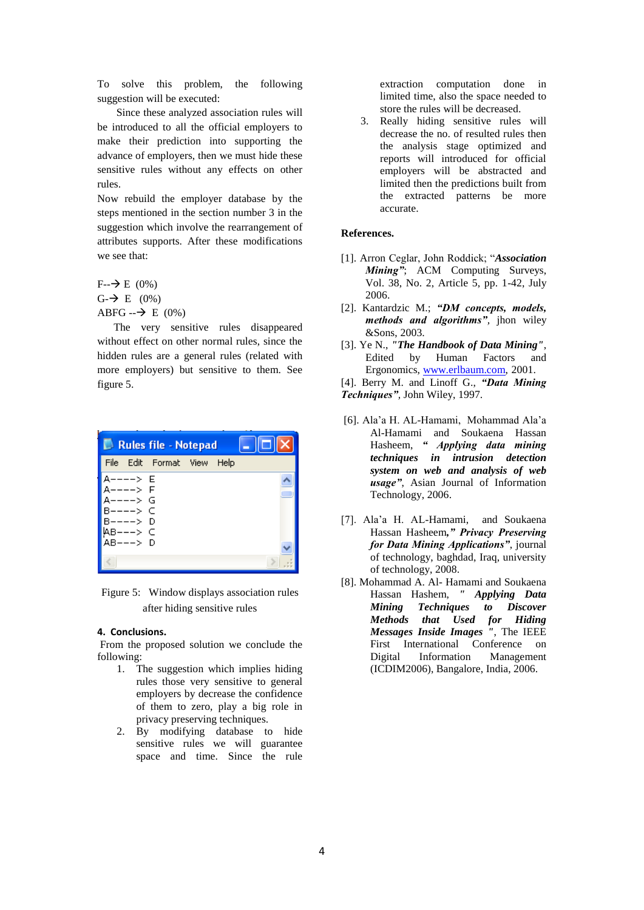To solve this problem, the following suggestion will be executed:

Since these analyzed association rules will be introduced to all the official employers to make their prediction into supporting the advance of employers, then we must hide these sensitive rules without any effects on other rules.

Now rebuild the employer database by the steps mentioned in the section number 3 in the suggestion which involve the rearrangement of attributes supports. After these modifications we see that:

F--→ E (0%)
G-→ E (0%)
ABFG --→ E (0%)

The very sensitive rules disappeared without effect on other normal rules, since the hidden rules are a general rules (related with more employers) but sensitive to them. See figure 5.

```
Rules file - Notepad
File  Edit  Format  View  Help
A----> E
A----> F
A----> G
B----> C
B----> D
AB---> C
AB---> D
```

Figure 5: Window displays association rules after hiding sensitive rules

**4. Conclusions.**

From the proposed solution we conclude the following:

1. The suggestion which implies hiding rules those very sensitive to general employers by decrease the confidence of them to zero, play a big role in privacy preserving techniques.
2. By modifying database to hide sensitive rules we will guarantee space and time. Since the rule extraction computation done in limited time, also the space needed to store the rules will be decreased.
3. Really hiding sensitive rules will decrease the no. of resulted rules then the analysis stage optimized and reports will introduced for official employers will be abstracted and limited then the predictions built from the extracted patterns be more accurate.

**References.**

[1]. Arron Ceglar, John Roddick; "***Association Mining***"; ACM Computing Surveys, Vol. 38, No. 2, Article 5, pp. 1-42, July 2006.

[2]. Kantardzic M.; ***"DM concepts, models, methods and algorithms"***, jhon wiley &Sons, 2003.

[3]. Ye N., ***"The Handbook of Data Mining"***, Edited by Human Factors and Ergonomics, www.erlbaum.com, 2001.

[4]. Berry M. and Linoff G., ***"Data Mining Techniques"***, John Wiley, 1997.

[6]. Ala'a H. AL-Hamami, Mohammad Ala'a Al-Hamami and Soukaena Hassan Hasheem, ***" Applying data mining techniques in intrusion detection system on web and analysis of web usage"***, Asian Journal of Information Technology, 2006.

[7]. Ala'a H. AL-Hamami, and Soukaena Hassan Hasheem,***" Privacy Preserving for Data Mining Applications"***, journal of technology, baghdad, Iraq, university of technology, 2008.

[8]. Mohammad A. Al- Hamami and Soukaena Hassan Hashem, ***" Applying Data Mining Techniques to Discover Methods that Used for Hiding Messages Inside Images "***, The IEEE First International Conference on Digital Information Management (ICDIM2006), Bangalore, India, 2006.